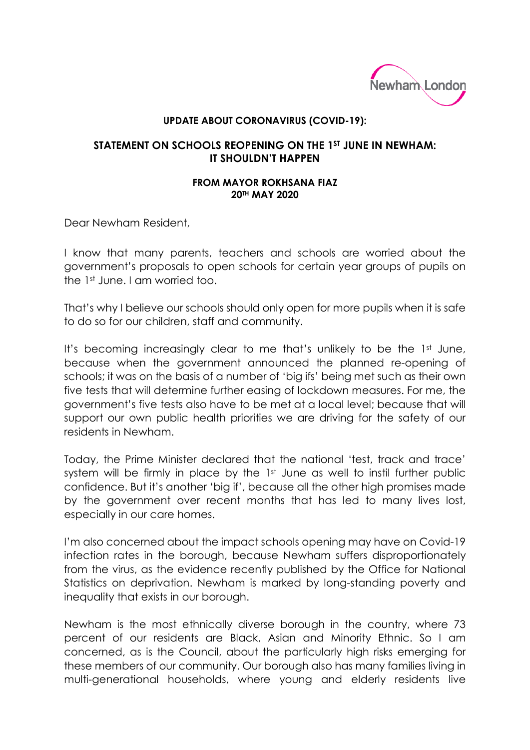**UPDATE ABOUT CORONAVIRUS (COVID-19):**

**STATEMENT ON SCHOOLS REOPENING ON THE 1ST JUNE IN NEWHAM: IT SHOULDN'T HAPPEN**

**FROM MAYOR ROKHSANA FIAZ**
**20TH MAY 2020**

Dear Newham Resident,

I know that many parents, teachers and schools are worried about the government's proposals to open schools for certain year groups of pupils on the 1st June. I am worried too.

That's why I believe our schools should only open for more pupils when it is safe to do so for our children, staff and community.

It's becoming increasingly clear to me that's unlikely to be the 1st June, because when the government announced the planned re-opening of schools; it was on the basis of a number of 'big ifs' being met such as their own five tests that will determine further easing of lockdown measures. For me, the government's five tests also have to be met at a local level; because that will support our own public health priorities we are driving for the safety of our residents in Newham.

Today, the Prime Minister declared that the national 'test, track and trace' system will be firmly in place by the 1st June as well to instil further public confidence. But it's another 'big if', because all the other high promises made by the government over recent months that has led to many lives lost, especially in our care homes.

I'm also concerned about the impact schools opening may have on Covid-19 infection rates in the borough, because Newham suffers disproportionately from the virus, as the evidence recently published by the Office for National Statistics on deprivation. Newham is marked by long-standing poverty and inequality that exists in our borough.

Newham is the most ethnically diverse borough in the country, where 73 percent of our residents are Black, Asian and Minority Ethnic. So I am concerned, as is the Council, about the particularly high risks emerging for these members of our community. Our borough also has many families living in multi-generational households, where young and elderly residents live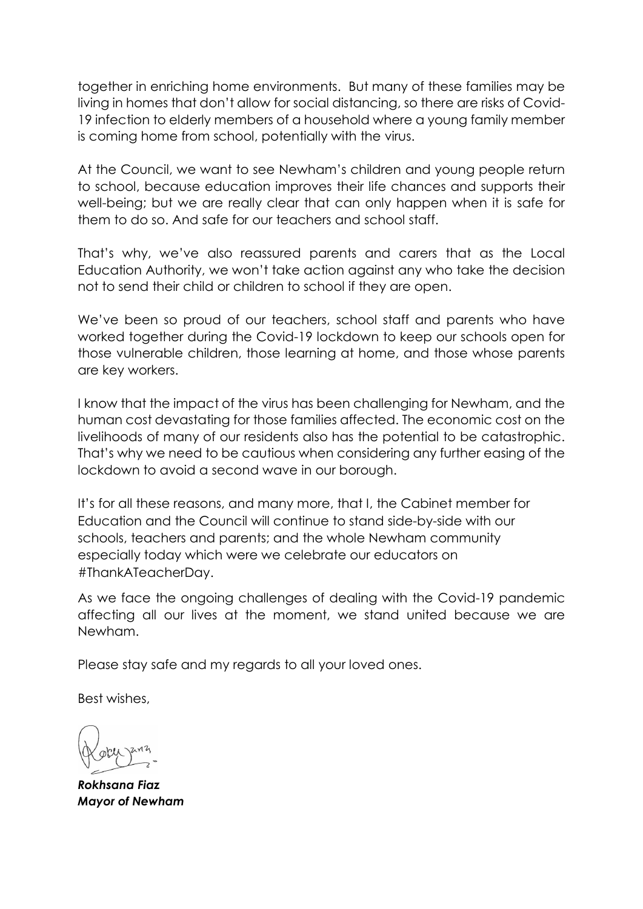together in enriching home environments. But many of these families may be living in homes that don't allow for social distancing, so there are risks of Covid-19 infection to elderly members of a household where a young family member is coming home from school, potentially with the virus.

At the Council, we want to see Newham's children and young people return to school, because education improves their life chances and supports their well-being; but we are really clear that can only happen when it is safe for them to do so. And safe for our teachers and school staff.

That's why, we've also reassured parents and carers that as the Local Education Authority, we won't take action against any who take the decision not to send their child or children to school if they are open.

We've been so proud of our teachers, school staff and parents who have worked together during the Covid-19 lockdown to keep our schools open for those vulnerable children, those learning at home, and those whose parents are key workers.

I know that the impact of the virus has been challenging for Newham, and the human cost devastating for those families affected. The economic cost on the livelihoods of many of our residents also has the potential to be catastrophic. That's why we need to be cautious when considering any further easing of the lockdown to avoid a second wave in our borough.

It's for all these reasons, and many more, that I, the Cabinet member for Education and the Council will continue to stand side-by-side with our schools, teachers and parents; and the whole Newham community especially today which were we celebrate our educators on #ThankATeacherDay.

As we face the ongoing challenges of dealing with the Covid-19 pandemic affecting all our lives at the moment, we stand united because we are Newham.

Please stay safe and my regards to all your loved ones.

Best wishes,

***Rokhsana Fiaz***
***Mayor of Newham***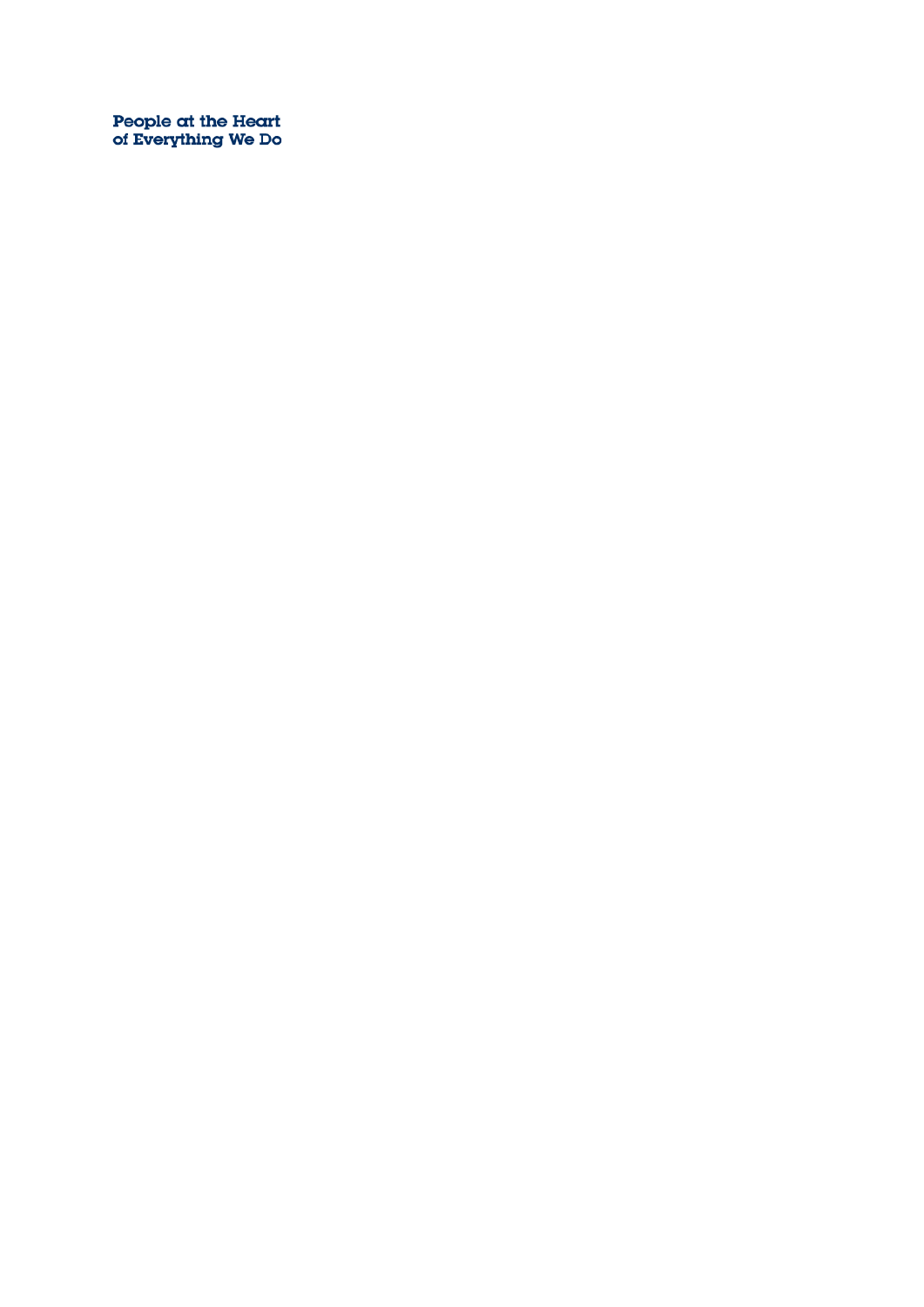People at the Heart
of Everything We Do